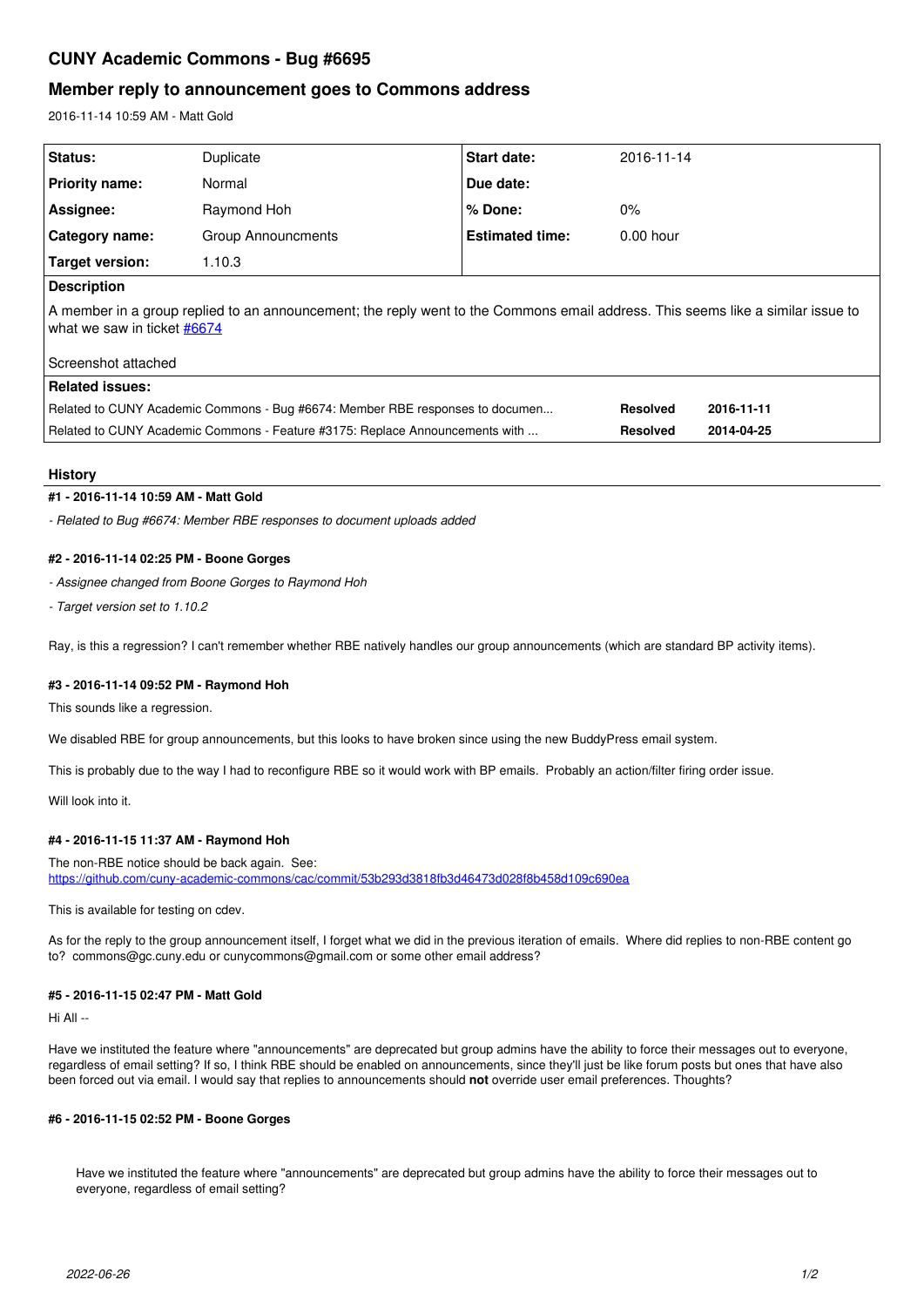# CUNY Academic Commons - Bug #6695

## Member reply to announcement goes to Commons address

2016-11-14 10:59 AM - Matt Gold

| Status: | Duplicate | Start date: | 2016-11-14 |
|---|---|---|---|
| Priority name: | Normal | Due date: | |
| Assignee: | Raymond Hoh | % Done: | 0% |
| Category name: | Group Announcments | Estimated time: | 0.00 hour |
| Target version: | 1.10.3 | | |

**Description**

A member in a group replied to an announcement; the reply went to the Commons email address. This seems like a similar issue to what we saw in ticket #6674

Screenshot attached

**Related issues:**

| | | |
|---|---|---|
| Related to CUNY Academic Commons - Bug #6674: Member RBE responses to documen... | **Resolved** | **2016-11-11** |
| Related to CUNY Academic Commons - Feature #3175: Replace Announcements with ... | **Resolved** | **2014-04-25** |

### History

#### #1 - 2016-11-14 10:59 AM - Matt Gold

*- Related to Bug #6674: Member RBE responses to document uploads added*

#### #2 - 2016-11-14 02:25 PM - Boone Gorges

*- Assignee changed from Boone Gorges to Raymond Hoh*

*- Target version set to 1.10.2*

Ray, is this a regression? I can't remember whether RBE natively handles our group announcements (which are standard BP activity items).

#### #3 - 2016-11-14 09:52 PM - Raymond Hoh

This sounds like a regression.

We disabled RBE for group announcements, but this looks to have broken since using the new BuddyPress email system.

This is probably due to the way I had to reconfigure RBE so it would work with BP emails. Probably an action/filter firing order issue.

Will look into it.

#### #4 - 2016-11-15 11:37 AM - Raymond Hoh

The non-RBE notice should be back again. See:
https://github.com/cuny-academic-commons/cac/commit/53b293d3818fb3d46473d028f8b458d109c690ea

This is available for testing on cdev.

As for the reply to the group announcement itself, I forget what we did in the previous iteration of emails. Where did replies to non-RBE content go to? commons@gc.cuny.edu or cunycommons@gmail.com or some other email address?

#### #5 - 2016-11-15 02:47 PM - Matt Gold

Hi All --

Have we instituted the feature where "announcements" are deprecated but group admins have the ability to force their messages out to everyone, regardless of email setting? If so, I think RBE should be enabled on announcements, since they'll just be like forum posts but ones that have also been forced out via email. I would say that replies to announcements should **not** override user email preferences. Thoughts?

#### #6 - 2016-11-15 02:52 PM - Boone Gorges

> Have we instituted the feature where "announcements" are deprecated but group admins have the ability to force their messages out to everyone, regardless of email setting?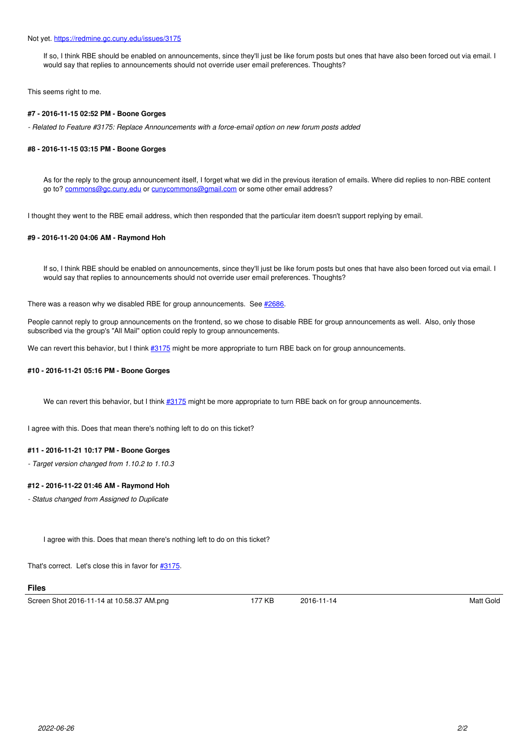Not yet. https://redmine.gc.cuny.edu/issues/3175

> If so, I think RBE should be enabled on announcements, since they'll just be like forum posts but ones that have also been forced out via email. I would say that replies to announcements should not override user email preferences. Thoughts?

This seems right to me.

#### #7 - 2016-11-15 02:52 PM - Boone Gorges

*- Related to Feature #3175: Replace Announcements with a force-email option on new forum posts added*

#### #8 - 2016-11-15 03:15 PM - Boone Gorges

> As for the reply to the group announcement itself, I forget what we did in the previous iteration of emails. Where did replies to non-RBE content go to? commons@gc.cuny.edu or cunycommons@gmail.com or some other email address?

I thought they went to the RBE email address, which then responded that the particular item doesn't support replying by email.

#### #9 - 2016-11-20 04:06 AM - Raymond Hoh

> If so, I think RBE should be enabled on announcements, since they'll just be like forum posts but ones that have also been forced out via email. I would say that replies to announcements should not override user email preferences. Thoughts?

There was a reason why we disabled RBE for group announcements. See #2686.

People cannot reply to group announcements on the frontend, so we chose to disable RBE for group announcements as well. Also, only those subscribed via the group's "All Mail" option could reply to group announcements.

We can revert this behavior, but I think #3175 might be more appropriate to turn RBE back on for group announcements.

#### #10 - 2016-11-21 05:16 PM - Boone Gorges

> We can revert this behavior, but I think #3175 might be more appropriate to turn RBE back on for group announcements.

I agree with this. Does that mean there's nothing left to do on this ticket?

#### #11 - 2016-11-21 10:17 PM - Boone Gorges

*- Target version changed from 1.10.2 to 1.10.3*

#### #12 - 2016-11-22 01:46 AM - Raymond Hoh

*- Status changed from Assigned to Duplicate*

> I agree with this. Does that mean there's nothing left to do on this ticket?

That's correct. Let's close this in favor for #3175.

### Files

| | | | |
|---|---|---|---|
| Screen Shot 2016-11-14 at 10.58.37 AM.png | 177 KB | 2016-11-14 | Matt Gold |